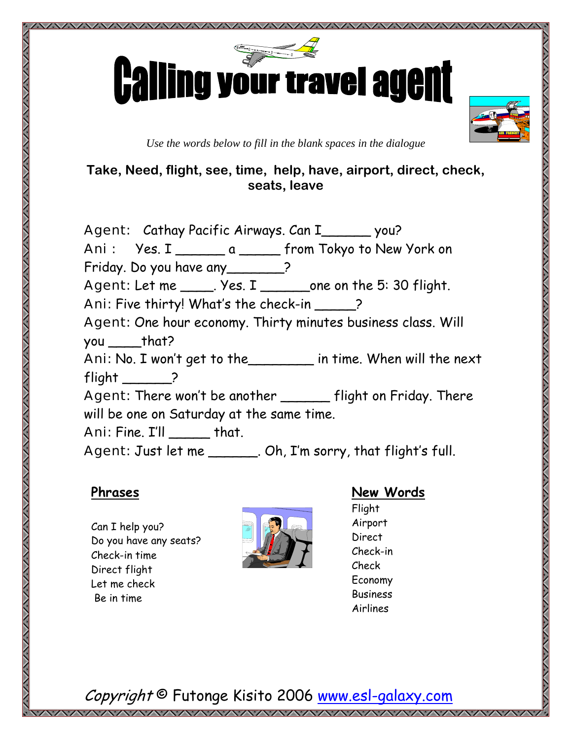# Calling your travel agent

*Use the words below to fill in the blank spaces in the dialogue*

**Take, Need, flight, see, time, help, have, airport, direct, check, seats, leave**

Agent: Cathay Pacific Airways. Can I______ you?
Ani : Yes. I ______ a _____ from Tokyo to New York on Friday. Do you have any_______?
Agent: Let me ____. Yes. I ______one on the 5: 30 flight.
Ani: Five thirty! What's the check-in _____?
Agent: One hour economy. Thirty minutes business class. Will you ____that?
Ani: No. I won't get to the________ in time. When will the next flight ______?
Agent: There won't be another ______ flight on Friday. There will be one on Saturday at the same time.
Ani: Fine. I'll _____ that.
Agent: Just let me ______. Oh, I'm sorry, that flight's full.

## Phrases

Can I help you?
Do you have any seats?
Check-in time
Direct flight
Let me check
Be in time

## New Words

Flight
Airport
Direct
Check-in
Check
Economy
Business
Airlines

*Copyright* © Futonge Kisito 2006 www.esl-galaxy.com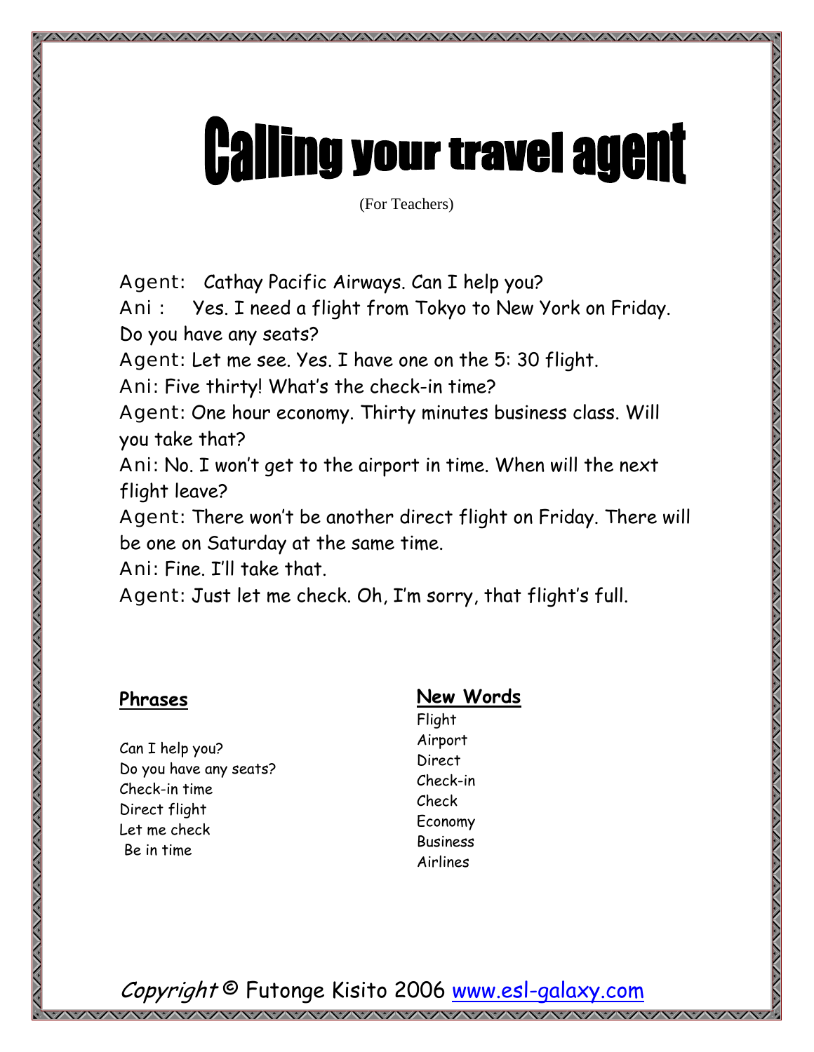# Calling your travel agent

(For Teachers)

Agent: Cathay Pacific Airways. Can I help you?

Ani : Yes. I need a flight from Tokyo to New York on Friday. Do you have any seats?

Agent: Let me see. Yes. I have one on the 5: 30 flight.

Ani: Five thirty! What's the check-in time?

Agent: One hour economy. Thirty minutes business class. Will you take that?

Ani: No. I won't get to the airport in time. When will the next flight leave?

Agent: There won't be another direct flight on Friday. There will be one on Saturday at the same time.

Ani: Fine. I'll take that.

Agent: Just let me check. Oh, I'm sorry, that flight's full.

**Phrases**

Can I help you?
Do you have any seats?
Check-in time
Direct flight
Let me check
Be in time

**New Words**

Flight
Airport
Direct
Check-in
Check
Economy
Business
Airlines

*Copyright* © Futonge Kisito 2006 www.esl-galaxy.com